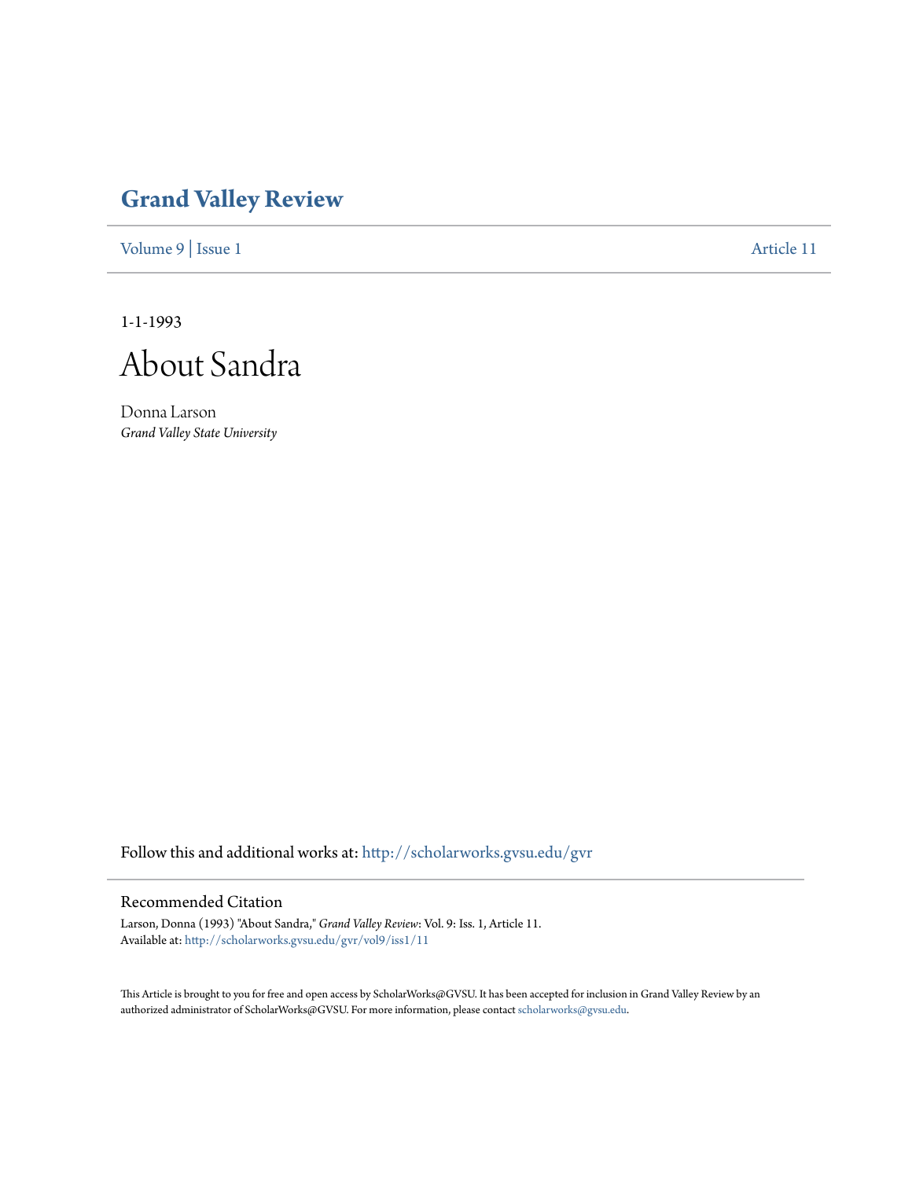# Grand Valley Review

Volume 9 | Issue 1 Article 11

1-1-1993

# About Sandra

Donna Larson
*Grand Valley State University*

Follow this and additional works at: http://scholarworks.gvsu.edu/gvr

## Recommended Citation

Larson, Donna (1993) "About Sandra," *Grand Valley Review*: Vol. 9: Iss. 1, Article 11.
Available at: http://scholarworks.gvsu.edu/gvr/vol9/iss1/11

This Article is brought to you for free and open access by ScholarWorks@GVSU. It has been accepted for inclusion in Grand Valley Review by an authorized administrator of ScholarWorks@GVSU. For more information, please contact scholarworks@gvsu.edu.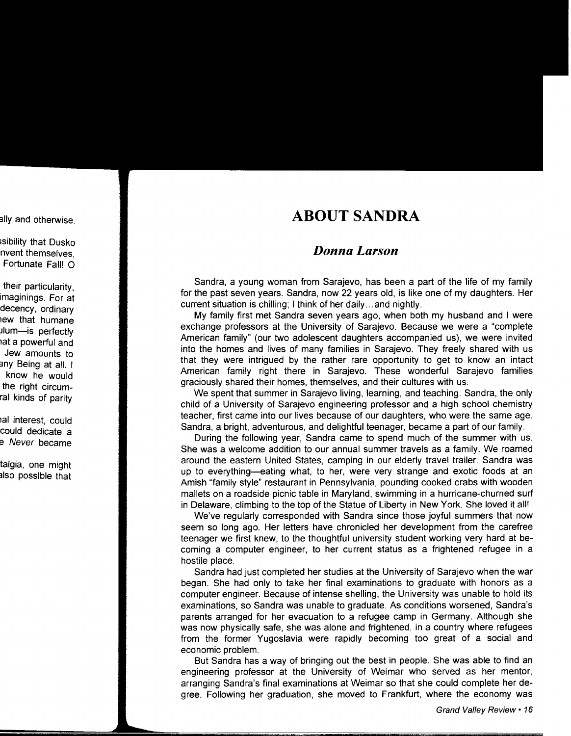# ABOUT SANDRA

## *Donna Larson*

Sandra, a young woman from Sarajevo, has been a part of the life of my family for the past seven years. Sandra, now 22 years old, is like one of my daughters. Her current situation is chilling; I think of her daily...and nightly.

My family first met Sandra seven years ago, when both my husband and I were exchange professors at the University of Sarajevo. Because we were a "complete American family" (our two adolescent daughters accompanied us), we were invited into the homes and lives of many families in Sarajevo. They freely shared with us that they were intrigued by the rather rare opportunity to get to know an intact American family right there in Sarajevo. These wonderful Sarajevo families graciously shared their homes, themselves, and their cultures with us.

We spent that summer in Sarajevo living, learning, and teaching. Sandra, the only child of a University of Sarajevo engineering professor and a high school chemistry teacher, first came into our lives because of our daughters, who were the same age. Sandra, a bright, adventurous, and delightful teenager, became a part of our family.

During the following year, Sandra came to spend much of the summer with us. She was a welcome addition to our annual summer travels as a family. We roamed around the eastern United States, camping in our elderly travel trailer. Sandra was up to everything—eating what, to her, were very strange and exotic foods at an Amish "family style" restaurant in Pennsylvania, pounding cooked crabs with wooden mallets on a roadside picnic table in Maryland, swimming in a hurricane-churned surf in Delaware, climbing to the top of the Statue of Liberty in New York. She loved it all!

We've regularly corresponded with Sandra since those joyful summers that now seem so long ago. Her letters have chronicled her development from the carefree teenager we first knew, to the thoughtful university student working very hard at becoming a computer engineer, to her current status as a frightened refugee in a hostile place.

Sandra had just completed her studies at the University of Sarajevo when the war began. She had only to take her final examinations to graduate with honors as a computer engineer. Because of intense shelling, the University was unable to hold its examinations, so Sandra was unable to graduate. As conditions worsened, Sandra's parents arranged for her evacuation to a refugee camp in Germany. Although she was now physically safe, she was alone and frightened, in a country where refugees from the former Yugoslavia were rapidly becoming too great of a social and economic problem.

But Sandra has a way of bringing out the best in people. She was able to find an engineering professor at the University of Weimar who served as her mentor, arranging Sandra's final examinations at Weimar so that she could complete her degree. Following her graduation, she moved to Frankfurt, where the economy was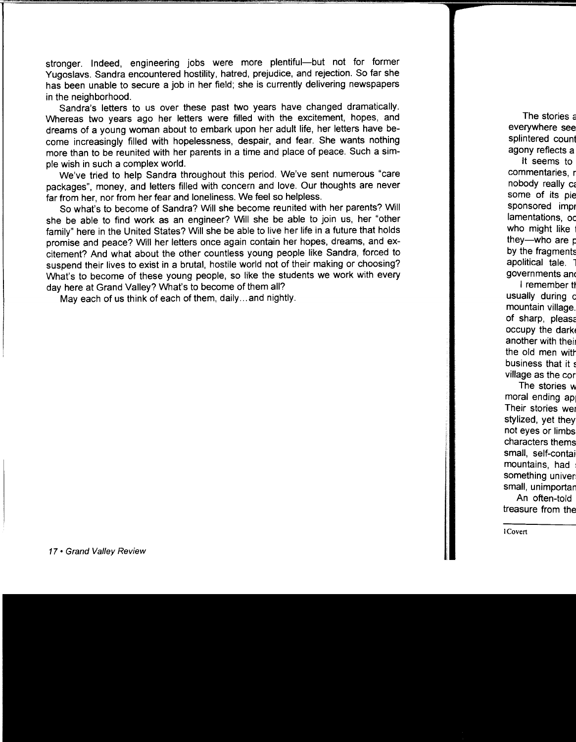stronger. Indeed, engineering jobs were more plentiful—but not for former Yugoslavs. Sandra encountered hostility, hatred, prejudice, and rejection. So far she has been unable to secure a job in her field; she is currently delivering newspapers in the neighborhood.

Sandra's letters to us over these past two years have changed dramatically. Whereas two years ago her letters were filled with the excitement, hopes, and dreams of a young woman about to embark upon her adult life, her letters have become increasingly filled with hopelessness, despair, and fear. She wants nothing more than to be reunited with her parents in a time and place of peace. Such a simple wish in such a complex world.

We've tried to help Sandra throughout this period. We've sent numerous "care packages", money, and letters filled with concern and love. Our thoughts are never far from her, nor from her fear and loneliness. We feel so helpless.

So what's to become of Sandra? Will she become reunited with her parents? Will she be able to find work as an engineer? Will she be able to join us, her "other family" here in the United States? Will she be able to live her life in a future that holds promise and peace? Will her letters once again contain her hopes, dreams, and excitement? And what about the other countless young people like Sandra, forced to suspend their lives to exist in a brutal, hostile world not of their making or choosing? What's to become of these young people, so like the students we work with every day here at Grand Valley? What's to become of them all?

May each of us think of each of them, daily...and nightly.